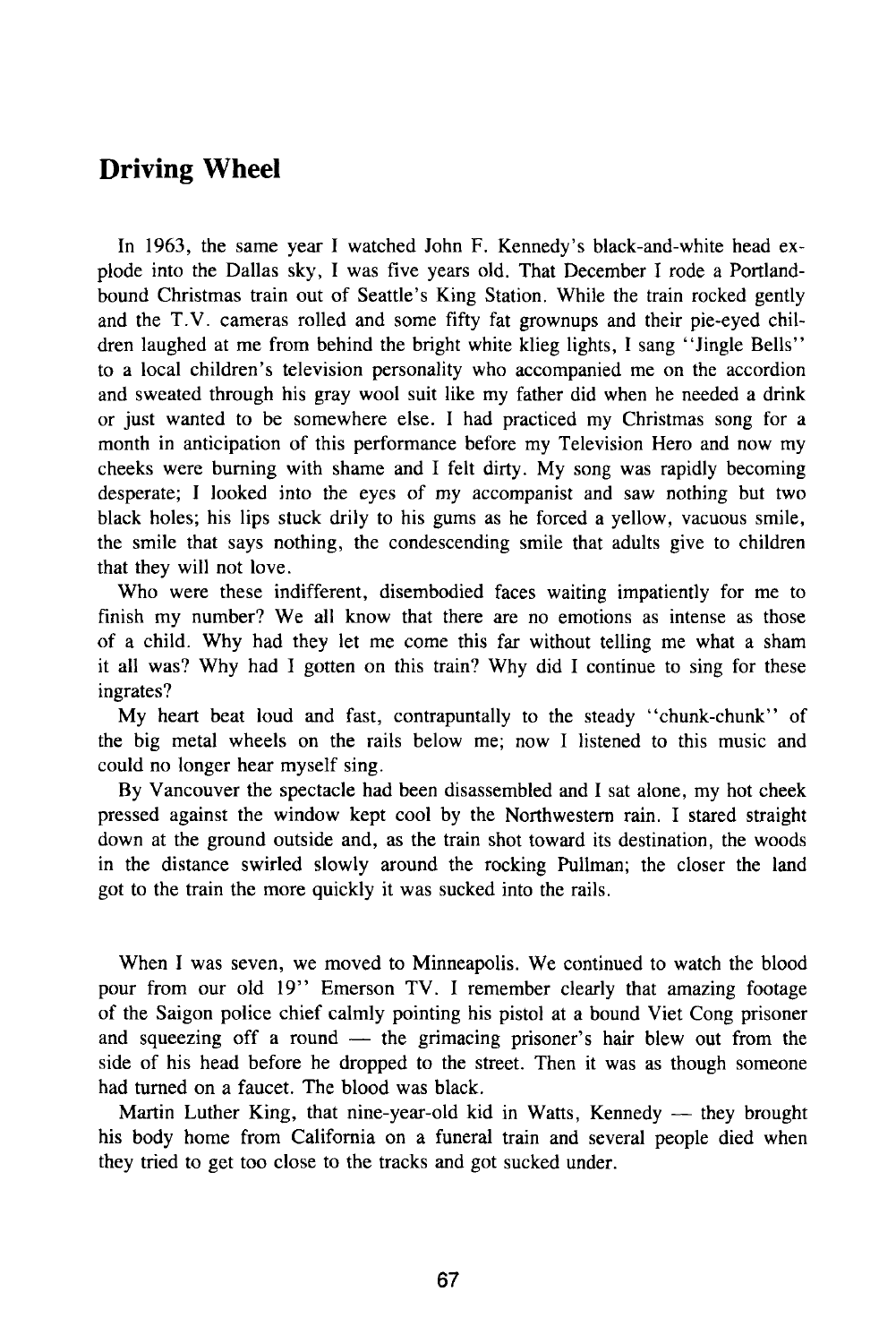## Driving Wheel

In 1963, the same year I watched John F. Kennedy's black-and-white head explode into the Dallas sky, I was five years old. That December I rode a Portland-bound Christmas train out of Seattle's King Station. While the train rocked gently and the T.V. cameras rolled and some fifty fat grownups and their pie-eyed children laughed at me from behind the bright white klieg lights, I sang "Jingle Bells" to a local children's television personality who accompanied me on the accordion and sweated through his gray wool suit like my father did when he needed a drink or just wanted to be somewhere else. I had practiced my Christmas song for a month in anticipation of this performance before my Television Hero and now my cheeks were burning with shame and I felt dirty. My song was rapidly becoming desperate; I looked into the eyes of my accompanist and saw nothing but two black holes; his lips stuck drily to his gums as he forced a yellow, vacuous smile, the smile that says nothing, the condescending smile that adults give to children that they will not love.

Who were these indifferent, disembodied faces waiting impatiently for me to finish my number? We all know that there are no emotions as intense as those of a child. Why had they let me come this far without telling me what a sham it all was? Why had I gotten on this train? Why did I continue to sing for these ingrates?

My heart beat loud and fast, contrapuntally to the steady "chunk-chunk" of the big metal wheels on the rails below me; now I listened to this music and could no longer hear myself sing.

By Vancouver the spectacle had been disassembled and I sat alone, my hot cheek pressed against the window kept cool by the Northwestern rain. I stared straight down at the ground outside and, as the train shot toward its destination, the woods in the distance swirled slowly around the rocking Pullman; the closer the land got to the train the more quickly it was sucked into the rails.

When I was seven, we moved to Minneapolis. We continued to watch the blood pour from our old 19" Emerson TV. I remember clearly that amazing footage of the Saigon police chief calmly pointing his pistol at a bound Viet Cong prisoner and squeezing off a round — the grimacing prisoner's hair blew out from the side of his head before he dropped to the street. Then it was as though someone had turned on a faucet. The blood was black.

Martin Luther King, that nine-year-old kid in Watts, Kennedy — they brought his body home from California on a funeral train and several people died when they tried to get too close to the tracks and got sucked under.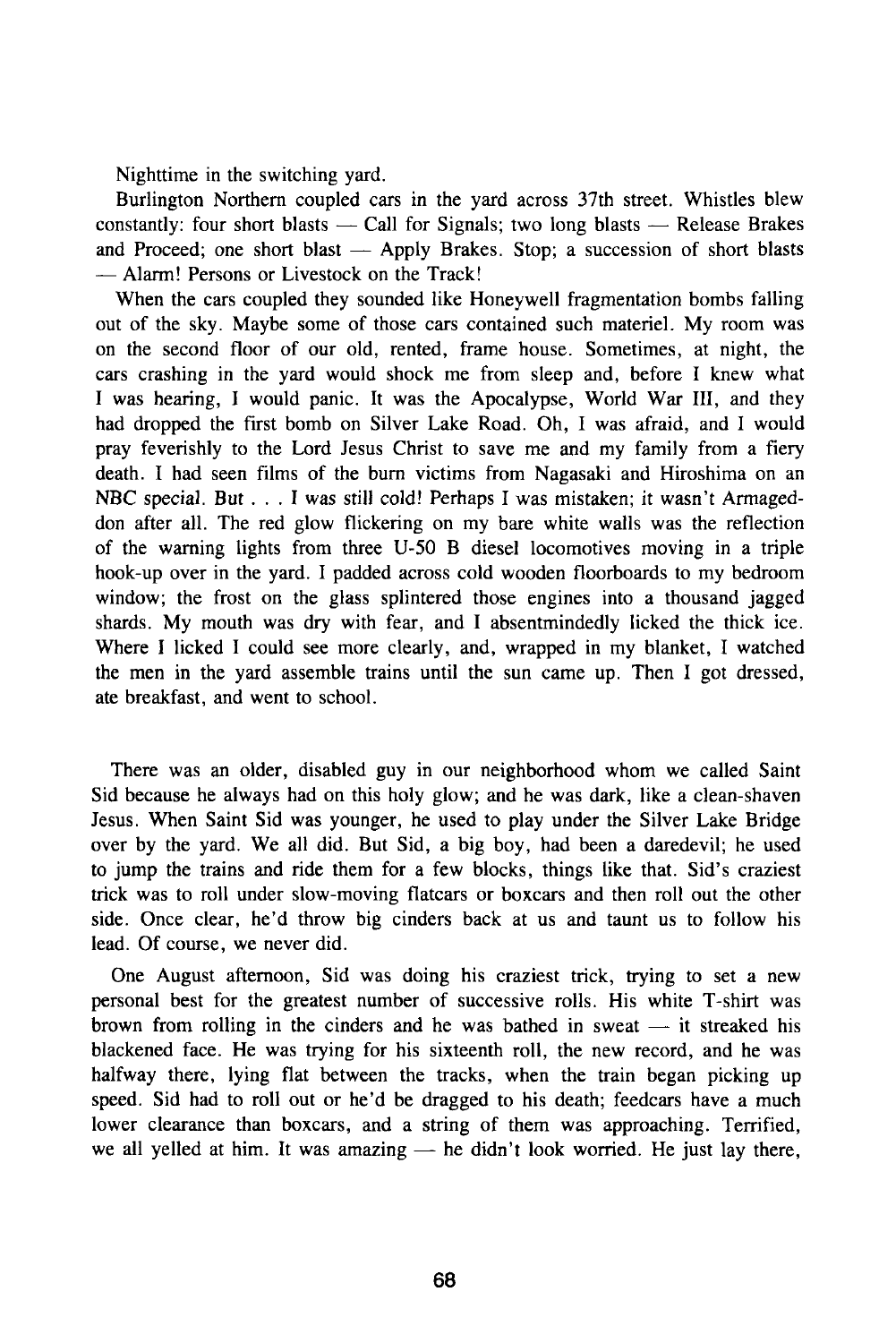Nighttime in the switching yard.

Burlington Northern coupled cars in the yard across 37th street. Whistles blew constantly: four short blasts — Call for Signals; two long blasts — Release Brakes and Proceed; one short blast — Apply Brakes. Stop; a succession of short blasts — Alarm! Persons or Livestock on the Track!

When the cars coupled they sounded like Honeywell fragmentation bombs falling out of the sky. Maybe some of those cars contained such materiel. My room was on the second floor of our old, rented, frame house. Sometimes, at night, the cars crashing in the yard would shock me from sleep and, before I knew what I was hearing, I would panic. It was the Apocalypse, World War III, and they had dropped the first bomb on Silver Lake Road. Oh, I was afraid, and I would pray feverishly to the Lord Jesus Christ to save me and my family from a fiery death. I had seen films of the burn victims from Nagasaki and Hiroshima on an NBC special. But . . . I was still cold! Perhaps I was mistaken; it wasn't Armageddon after all. The red glow flickering on my bare white walls was the reflection of the warning lights from three U-50 B diesel locomotives moving in a triple hook-up over in the yard. I padded across cold wooden floorboards to my bedroom window; the frost on the glass splintered those engines into a thousand jagged shards. My mouth was dry with fear, and I absentmindedly licked the thick ice. Where I licked I could see more clearly, and, wrapped in my blanket, I watched the men in the yard assemble trains until the sun came up. Then I got dressed, ate breakfast, and went to school.

There was an older, disabled guy in our neighborhood whom we called Saint Sid because he always had on this holy glow; and he was dark, like a clean-shaven Jesus. When Saint Sid was younger, he used to play under the Silver Lake Bridge over by the yard. We all did. But Sid, a big boy, had been a daredevil; he used to jump the trains and ride them for a few blocks, things like that. Sid's craziest trick was to roll under slow-moving flatcars or boxcars and then roll out the other side. Once clear, he'd throw big cinders back at us and taunt us to follow his lead. Of course, we never did.

One August afternoon, Sid was doing his craziest trick, trying to set a new personal best for the greatest number of successive rolls. His white T-shirt was brown from rolling in the cinders and he was bathed in sweat — it streaked his blackened face. He was trying for his sixteenth roll, the new record, and he was halfway there, lying flat between the tracks, when the train began picking up speed. Sid had to roll out or he'd be dragged to his death; feedcars have a much lower clearance than boxcars, and a string of them was approaching. Terrified, we all yelled at him. It was amazing — he didn't look worried. He just lay there,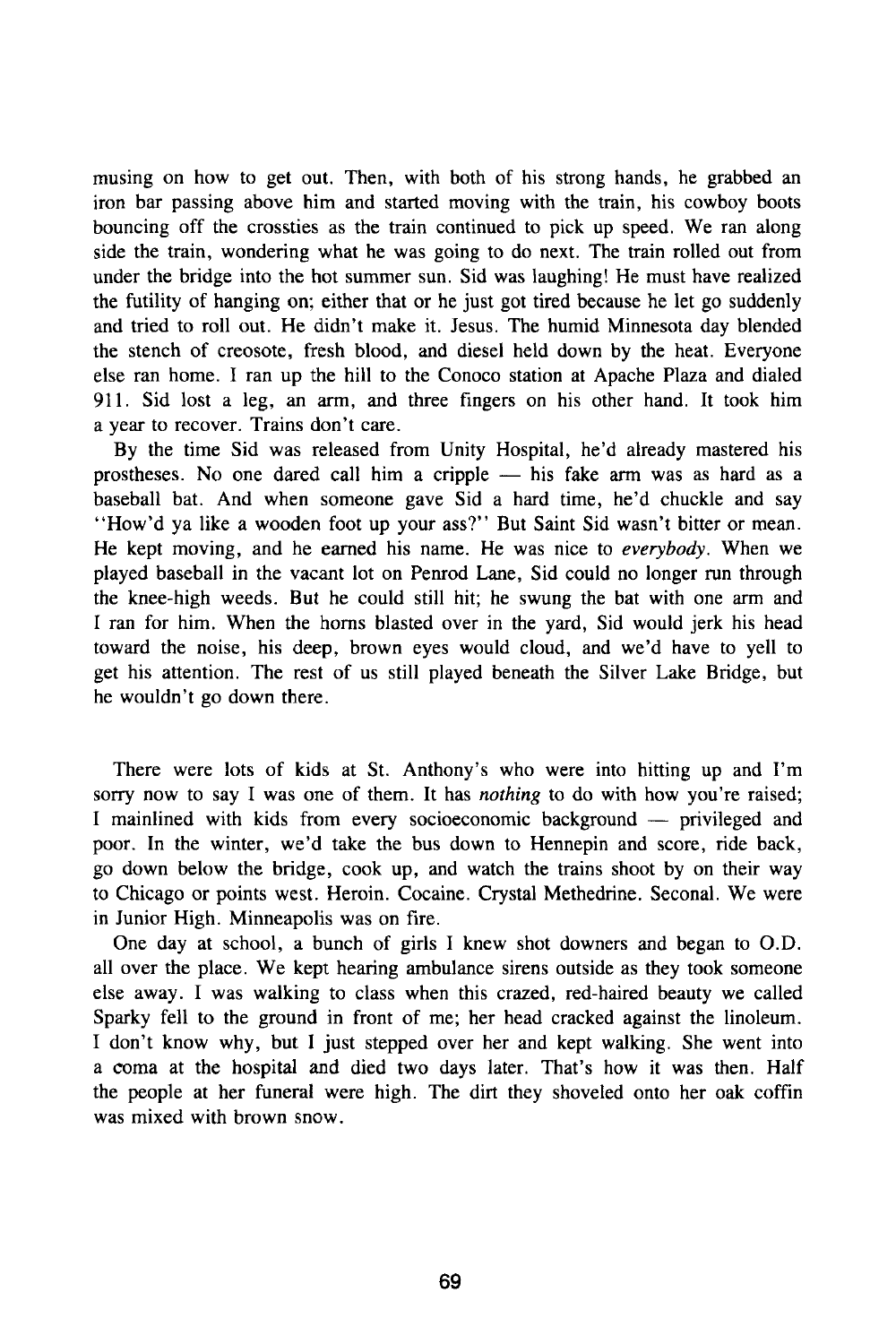musing on how to get out. Then, with both of his strong hands, he grabbed an iron bar passing above him and started moving with the train, his cowboy boots bouncing off the crossties as the train continued to pick up speed. We ran along side the train, wondering what he was going to do next. The train rolled out from under the bridge into the hot summer sun. Sid was laughing! He must have realized the futility of hanging on; either that or he just got tired because he let go suddenly and tried to roll out. He didn't make it. Jesus. The humid Minnesota day blended the stench of creosote, fresh blood, and diesel held down by the heat. Everyone else ran home. I ran up the hill to the Conoco station at Apache Plaza and dialed 911. Sid lost a leg, an arm, and three fingers on his other hand. It took him a year to recover. Trains don't care.

By the time Sid was released from Unity Hospital, he'd already mastered his prostheses. No one dared call him a cripple — his fake arm was as hard as a baseball bat. And when someone gave Sid a hard time, he'd chuckle and say "How'd ya like a wooden foot up your ass?" But Saint Sid wasn't bitter or mean. He kept moving, and he earned his name. He was nice to *everybody*. When we played baseball in the vacant lot on Penrod Lane, Sid could no longer run through the knee-high weeds. But he could still hit; he swung the bat with one arm and I ran for him. When the horns blasted over in the yard, Sid would jerk his head toward the noise, his deep, brown eyes would cloud, and we'd have to yell to get his attention. The rest of us still played beneath the Silver Lake Bridge, but he wouldn't go down there.

There were lots of kids at St. Anthony's who were into hitting up and I'm sorry now to say I was one of them. It has *nothing* to do with how you're raised; I mainlined with kids from every socioeconomic background — privileged and poor. In the winter, we'd take the bus down to Hennepin and score, ride back, go down below the bridge, cook up, and watch the trains shoot by on their way to Chicago or points west. Heroin. Cocaine. Crystal Methedrine. Seconal. We were in Junior High. Minneapolis was on fire.

One day at school, a bunch of girls I knew shot downers and began to O.D. all over the place. We kept hearing ambulance sirens outside as they took someone else away. I was walking to class when this crazed, red-haired beauty we called Sparky fell to the ground in front of me; her head cracked against the linoleum. I don't know why, but I just stepped over her and kept walking. She went into a coma at the hospital and died two days later. That's how it was then. Half the people at her funeral were high. The dirt they shoveled onto her oak coffin was mixed with brown snow.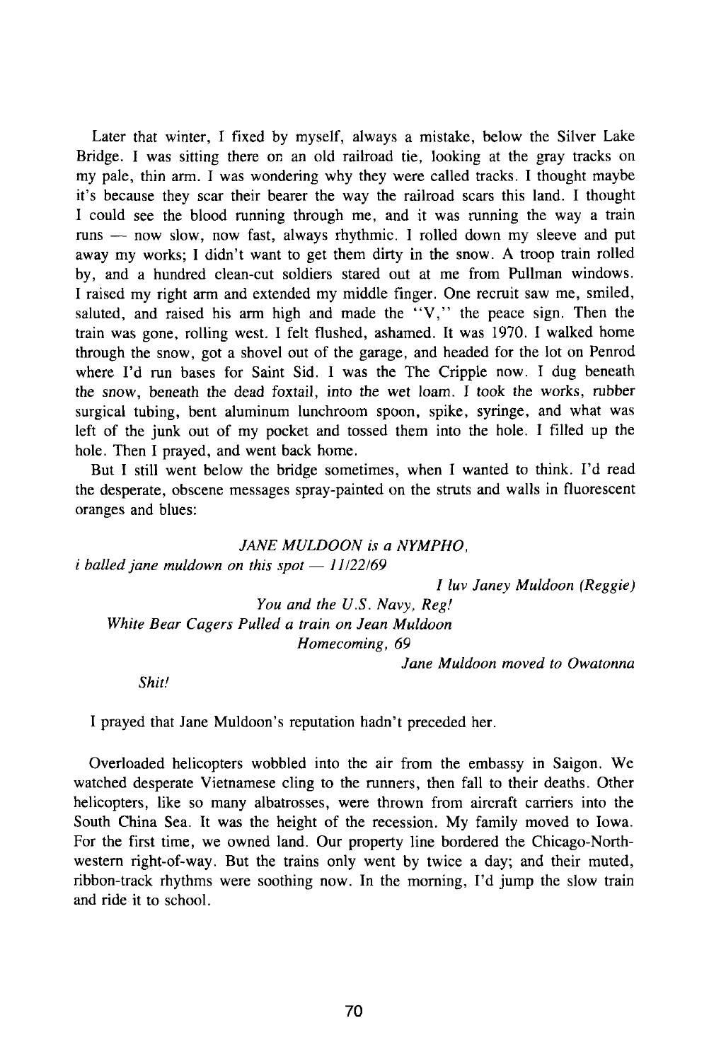Later that winter, I fixed by myself, always a mistake, below the Silver Lake Bridge. I was sitting there on an old railroad tie, looking at the gray tracks on my pale, thin arm. I was wondering why they were called tracks. I thought maybe it's because they scar their bearer the way the railroad scars this land. I thought I could see the blood running through me, and it was running the way a train runs — now slow, now fast, always rhythmic. I rolled down my sleeve and put away my works; I didn't want to get them dirty in the snow. A troop train rolled by, and a hundred clean-cut soldiers stared out at me from Pullman windows. I raised my right arm and extended my middle finger. One recruit saw me, smiled, saluted, and raised his arm high and made the "V," the peace sign. Then the train was gone, rolling west. I felt flushed, ashamed. It was 1970. I walked home through the snow, got a shovel out of the garage, and headed for the lot on Penrod where I'd run bases for Saint Sid. I was the The Cripple now. I dug beneath the snow, beneath the dead foxtail, into the wet loam. I took the works, rubber surgical tubing, bent aluminum lunchroom spoon, spike, syringe, and what was left of the junk out of my pocket and tossed them into the hole. I filled up the hole. Then I prayed, and went back home.

But I still went below the bridge sometimes, when I wanted to think. I'd read the desperate, obscene messages spray-painted on the struts and walls in fluorescent oranges and blues:

*JANE MULDOON is a NYMPHO,*
*i balled jane muldown on this spot — 11/22/69*
*I luv Janey Muldoon (Reggie)*
*You and the U.S. Navy, Reg!*
*White Bear Cagers Pulled a train on Jean Muldoon*
*Homecoming, 69*
*Jane Muldoon moved to Owatonna*
*Shit!*

I prayed that Jane Muldoon's reputation hadn't preceded her.

Overloaded helicopters wobbled into the air from the embassy in Saigon. We watched desperate Vietnamese cling to the runners, then fall to their deaths. Other helicopters, like so many albatrosses, were thrown from aircraft carriers into the South China Sea. It was the height of the recession. My family moved to Iowa. For the first time, we owned land. Our property line bordered the Chicago-Northwestern right-of-way. But the trains only went by twice a day; and their muted, ribbon-track rhythms were soothing now. In the morning, I'd jump the slow train and ride it to school.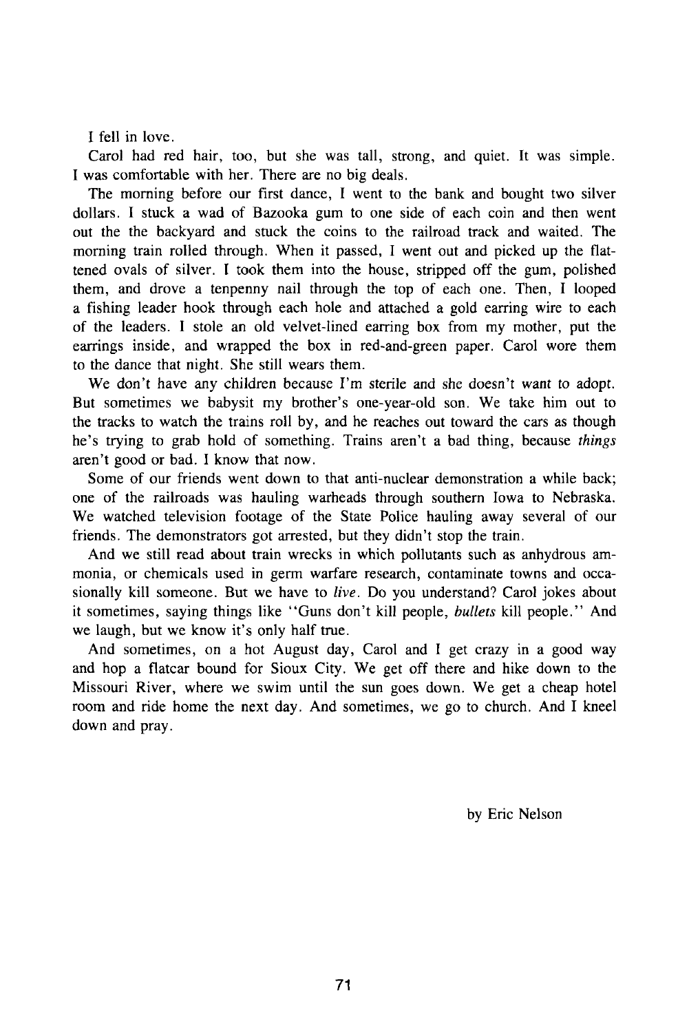I fell in love.

Carol had red hair, too, but she was tall, strong, and quiet. It was simple. I was comfortable with her. There are no big deals.

The morning before our first dance, I went to the bank and bought two silver dollars. I stuck a wad of Bazooka gum to one side of each coin and then went out the the backyard and stuck the coins to the railroad track and waited. The morning train rolled through. When it passed, I went out and picked up the flattened ovals of silver. I took them into the house, stripped off the gum, polished them, and drove a tenpenny nail through the top of each one. Then, I looped a fishing leader hook through each hole and attached a gold earring wire to each of the leaders. I stole an old velvet-lined earring box from my mother, put the earrings inside, and wrapped the box in red-and-green paper. Carol wore them to the dance that night. She still wears them.

We don't have any children because I'm sterile and she doesn't want to adopt. But sometimes we babysit my brother's one-year-old son. We take him out to the tracks to watch the trains roll by, and he reaches out toward the cars as though he's trying to grab hold of something. Trains aren't a bad thing, because *things* aren't good or bad. I know that now.

Some of our friends went down to that anti-nuclear demonstration a while back; one of the railroads was hauling warheads through southern Iowa to Nebraska. We watched television footage of the State Police hauling away several of our friends. The demonstrators got arrested, but they didn't stop the train.

And we still read about train wrecks in which pollutants such as anhydrous ammonia, or chemicals used in germ warfare research, contaminate towns and occasionally kill someone. But we have to *live*. Do you understand? Carol jokes about it sometimes, saying things like "Guns don't kill people, *bullets* kill people." And we laugh, but we know it's only half true.

And sometimes, on a hot August day, Carol and I get crazy in a good way and hop a flatcar bound for Sioux City. We get off there and hike down to the Missouri River, where we swim until the sun goes down. We get a cheap hotel room and ride home the next day. And sometimes, we go to church. And I kneel down and pray.

by Eric Nelson